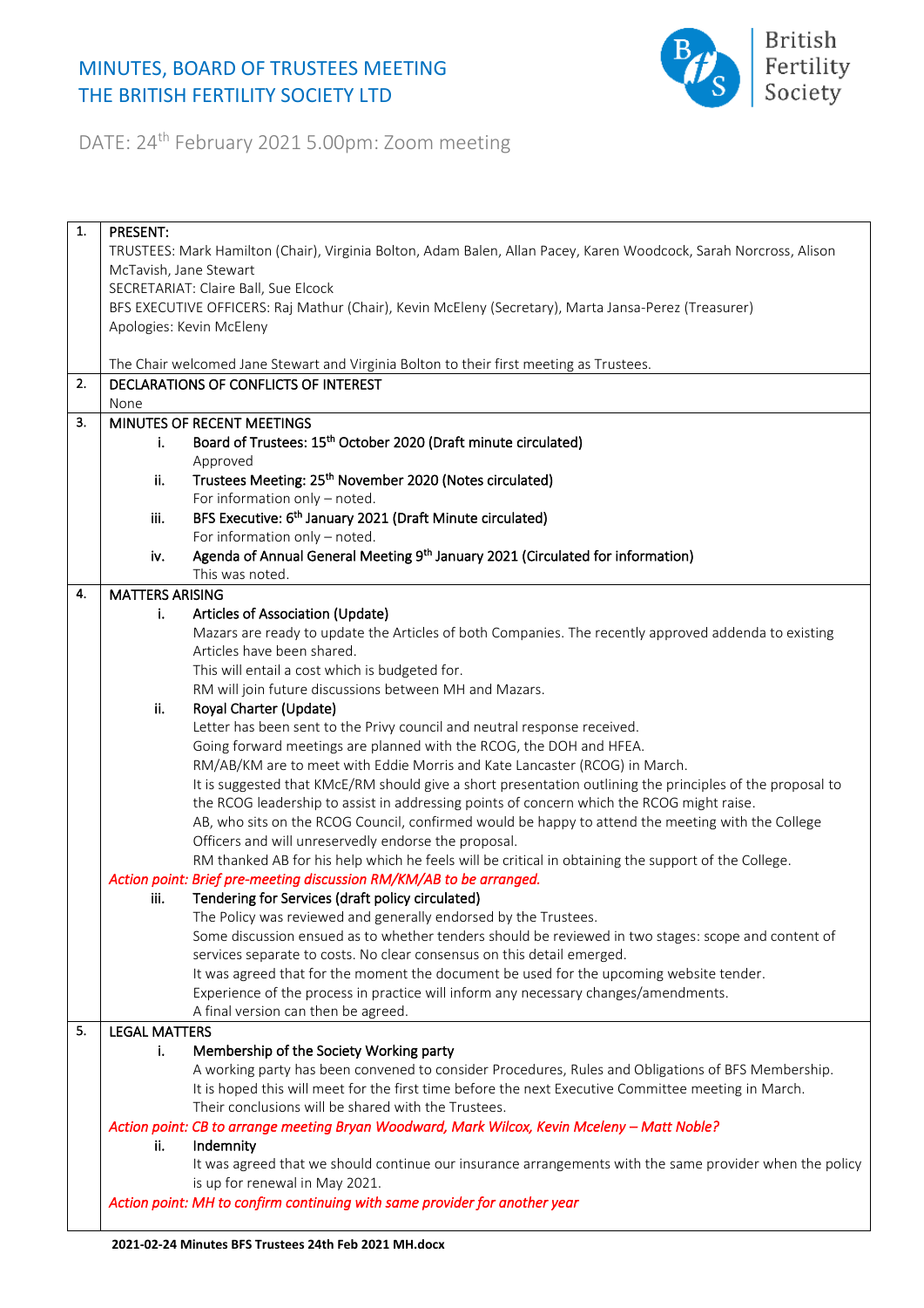# MINUTES, BOARD OF TRUSTEES MEETING
# THE BRITISH FERTILITY SOCIETY LTD

British Fertility Society

DATE: 24th February 2021 5.00pm: Zoom meeting

**1. PRESENT:**

TRUSTEES: Mark Hamilton (Chair), Virginia Bolton, Adam Balen, Allan Pacey, Karen Woodcock, Sarah Norcross, Alison McTavish, Jane Stewart

SECRETARIAT: Claire Ball, Sue Elcock

BFS EXECUTIVE OFFICERS: Raj Mathur (Chair), Kevin McEleny (Secretary), Marta Jansa-Perez (Treasurer)

Apologies: Kevin McEleny

The Chair welcomed Jane Stewart and Virginia Bolton to their first meeting as Trustees.

**2. DECLARATIONS OF CONFLICTS OF INTEREST**

None

**3. MINUTES OF RECENT MEETINGS**

i. **Board of Trustees: 15th October 2020 (Draft minute circulated)**
   Approved

ii. **Trustees Meeting: 25th November 2020 (Notes circulated)**
   For information only – noted.

iii. **BFS Executive: 6th January 2021 (Draft Minute circulated)**
   For information only – noted.

iv. **Agenda of Annual General Meeting 9th January 2021 (Circulated for information)**
   This was noted.

**4. MATTERS ARISING**

i. **Articles of Association (Update)**
   Mazars are ready to update the Articles of both Companies. The recently approved addenda to existing Articles have been shared.
   This will entail a cost which is budgeted for.
   RM will join future discussions between MH and Mazars.

ii. **Royal Charter (Update)**
   Letter has been sent to the Privy council and neutral response received.
   Going forward meetings are planned with the RCOG, the DOH and HFEA.
   RM/AB/KM are to meet with Eddie Morris and Kate Lancaster (RCOG) in March.
   It is suggested that KMcE/RM should give a short presentation outlining the principles of the proposal to the RCOG leadership to assist in addressing points of concern which the RCOG might raise.
   AB, who sits on the RCOG Council, confirmed would be happy to attend the meeting with the College Officers and will unreservedly endorse the proposal.
   RM thanked AB for his help which he feels will be critical in obtaining the support of the College.

***Action point: Brief pre-meeting discussion RM/KM/AB to be arranged.***

iii. **Tendering for Services (draft policy circulated)**
   The Policy was reviewed and generally endorsed by the Trustees.
   Some discussion ensued as to whether tenders should be reviewed in two stages: scope and content of services separate to costs. No clear consensus on this detail emerged.
   It was agreed that for the moment the document be used for the upcoming website tender.
   Experience of the process in practice will inform any necessary changes/amendments.
   A final version can then be agreed.

**5. LEGAL MATTERS**

i. **Membership of the Society Working party**
   A working party has been convened to consider Procedures, Rules and Obligations of BFS Membership.
   It is hoped this will meet for the first time before the next Executive Committee meeting in March.
   Their conclusions will be shared with the Trustees.

***Action point: CB to arrange meeting Bryan Woodward, Mark Wilcox, Kevin Mceleny – Matt Noble?***

ii. **Indemnity**
   It was agreed that we should continue our insurance arrangements with the same provider when the policy is up for renewal in May 2021.

***Action point: MH to confirm continuing with same provider for another year***

2021-02-24 Minutes BFS Trustees 24th Feb 2021 MH.docx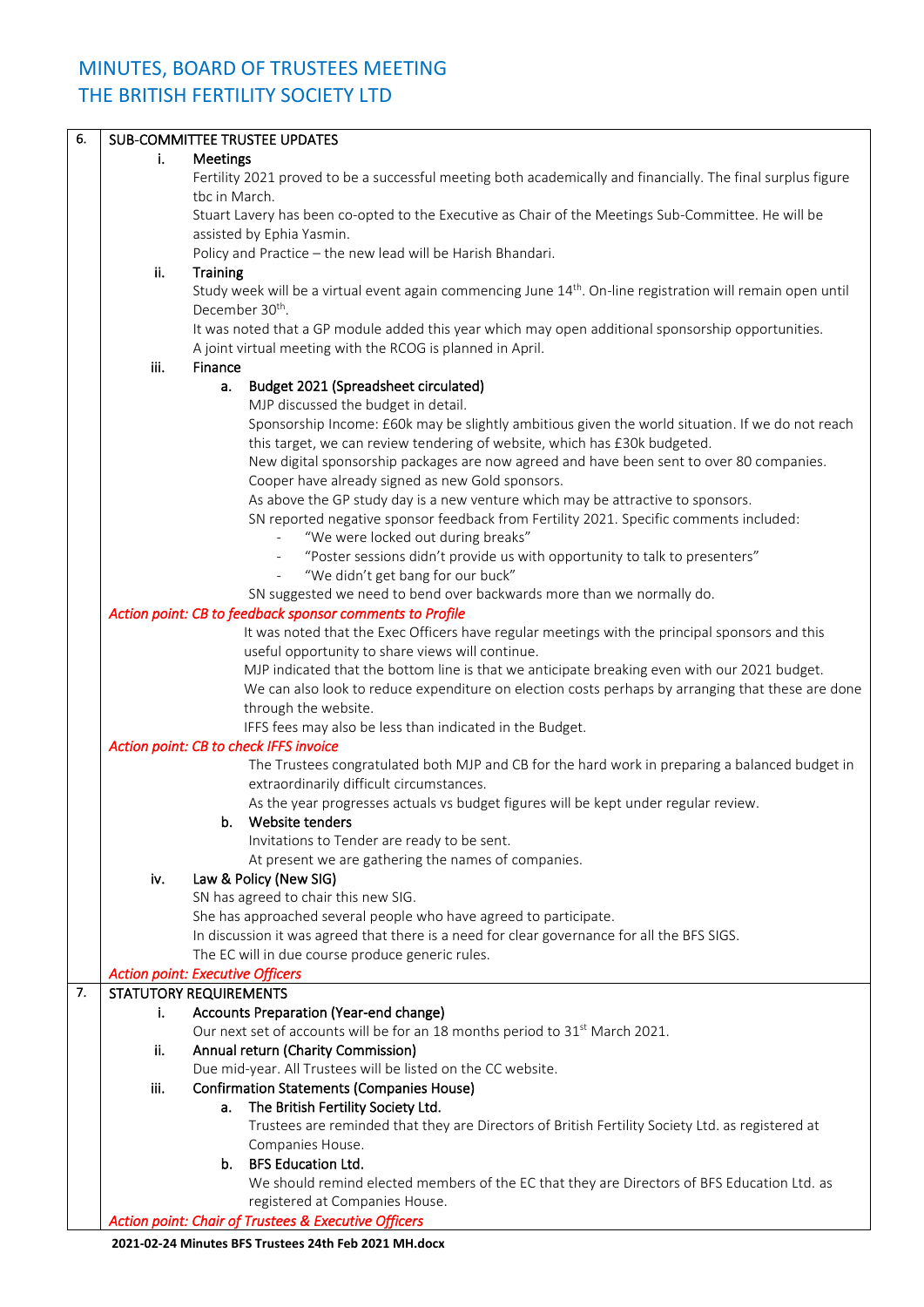# MINUTES, BOARD OF TRUSTEES MEETING
# THE BRITISH FERTILITY SOCIETY LTD

## 6. SUB-COMMITTEE TRUSTEE UPDATES

**i. Meetings**

Fertility 2021 proved to be a successful meeting both academically and financially. The final surplus figure tbc in March.

Stuart Lavery has been co-opted to the Executive as Chair of the Meetings Sub-Committee. He will be assisted by Ephia Yasmin.

Policy and Practice – the new lead will be Harish Bhandari.

**ii. Training**

Study week will be a virtual event again commencing June 14th. On-line registration will remain open until December 30th.

It was noted that a GP module added this year which may open additional sponsorship opportunities.

A joint virtual meeting with the RCOG is planned in April.

**iii. Finance**

**a. Budget 2021 (Spreadsheet circulated)**

MJP discussed the budget in detail.

Sponsorship Income: £60k may be slightly ambitious given the world situation. If we do not reach this target, we can review tendering of website, which has £30k budgeted.

New digital sponsorship packages are now agreed and have been sent to over 80 companies.

Cooper have already signed as new Gold sponsors.

As above the GP study day is a new venture which may be attractive to sponsors.

SN reported negative sponsor feedback from Fertility 2021. Specific comments included:

- "We were locked out during breaks"
- "Poster sessions didn't provide us with opportunity to talk to presenters"
- "We didn't get bang for our buck"

SN suggested we need to bend over backwards more than we normally do.

*Action point: CB to feedback sponsor comments to Profile*

It was noted that the Exec Officers have regular meetings with the principal sponsors and this useful opportunity to share views will continue.

MJP indicated that the bottom line is that we anticipate breaking even with our 2021 budget.

We can also look to reduce expenditure on election costs perhaps by arranging that these are done through the website.

IFFS fees may also be less than indicated in the Budget.

*Action point: CB to check IFFS invoice*

The Trustees congratulated both MJP and CB for the hard work in preparing a balanced budget in extraordinarily difficult circumstances.

As the year progresses actuals vs budget figures will be kept under regular review.

**b. Website tenders**

Invitations to Tender are ready to be sent.

At present we are gathering the names of companies.

**iv. Law & Policy (New SIG)**

SN has agreed to chair this new SIG.

She has approached several people who have agreed to participate.

In discussion it was agreed that there is a need for clear governance for all the BFS SIGS.

The EC will in due course produce generic rules.

*Action point: Executive Officers*

## 7. STATUTORY REQUIREMENTS

**i. Accounts Preparation (Year-end change)**

Our next set of accounts will be for an 18 months period to 31st March 2021.

**ii. Annual return (Charity Commission)**

Due mid-year. All Trustees will be listed on the CC website.

**iii. Confirmation Statements (Companies House)**

**a. The British Fertility Society Ltd.**

Trustees are reminded that they are Directors of British Fertility Society Ltd. as registered at Companies House.

**b. BFS Education Ltd.**

We should remind elected members of the EC that they are Directors of BFS Education Ltd. as registered at Companies House.

*Action point: Chair of Trustees & Executive Officers*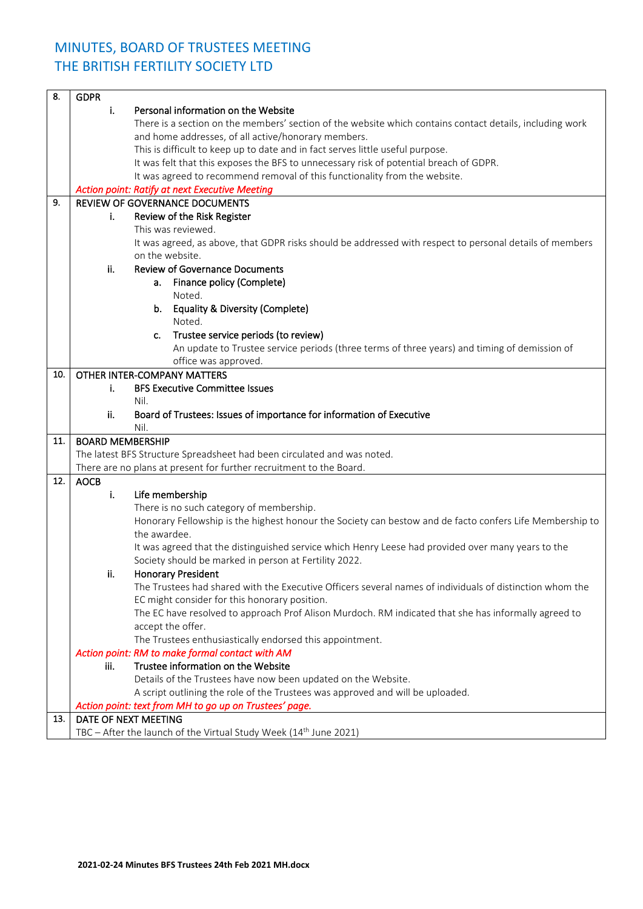# MINUTES, BOARD OF TRUSTEES MEETING
# THE BRITISH FERTILITY SOCIETY LTD

**8. GDPR**

i. Personal information on the Website

There is a section on the members' section of the website which contains contact details, including work and home addresses, of all active/honorary members.
This is difficult to keep up to date and in fact serves little useful purpose.
It was felt that this exposes the BFS to unnecessary risk of potential breach of GDPR.
It was agreed to recommend removal of this functionality from the website.

*Action point: Ratify at next Executive Meeting*

**9. REVIEW OF GOVERNANCE DOCUMENTS**

i. Review of the Risk Register

This was reviewed.
It was agreed, as above, that GDPR risks should be addressed with respect to personal details of members on the website.

ii. Review of Governance Documents

a. Finance policy (Complete)
Noted.

b. Equality & Diversity (Complete)
Noted.

c. Trustee service periods (to review)
An update to Trustee service periods (three terms of three years) and timing of demission of office was approved.

**10. OTHER INTER-COMPANY MATTERS**

i. BFS Executive Committee Issues
Nil.

ii. Board of Trustees: Issues of importance for information of Executive
Nil.

**11. BOARD MEMBERSHIP**

The latest BFS Structure Spreadsheet had been circulated and was noted.
There are no plans at present for further recruitment to the Board.

**12. AOCB**

i. Life membership

There is no such category of membership.
Honorary Fellowship is the highest honour the Society can bestow and de facto confers Life Membership to the awardee.
It was agreed that the distinguished service which Henry Leese had provided over many years to the Society should be marked in person at Fertility 2022.

ii. Honorary President

The Trustees had shared with the Executive Officers several names of individuals of distinction whom the EC might consider for this honorary position.
The EC have resolved to approach Prof Alison Murdoch. RM indicated that she has informally agreed to accept the offer.
The Trustees enthusiastically endorsed this appointment.

*Action point: RM to make formal contact with AM*

iii. Trustee information on the Website

Details of the Trustees have now been updated on the Website.
A script outlining the role of the Trustees was approved and will be uploaded.

*Action point: text from MH to go up on Trustees' page.*

**13. DATE OF NEXT MEETING**

TBC – After the launch of the Virtual Study Week (14th June 2021)